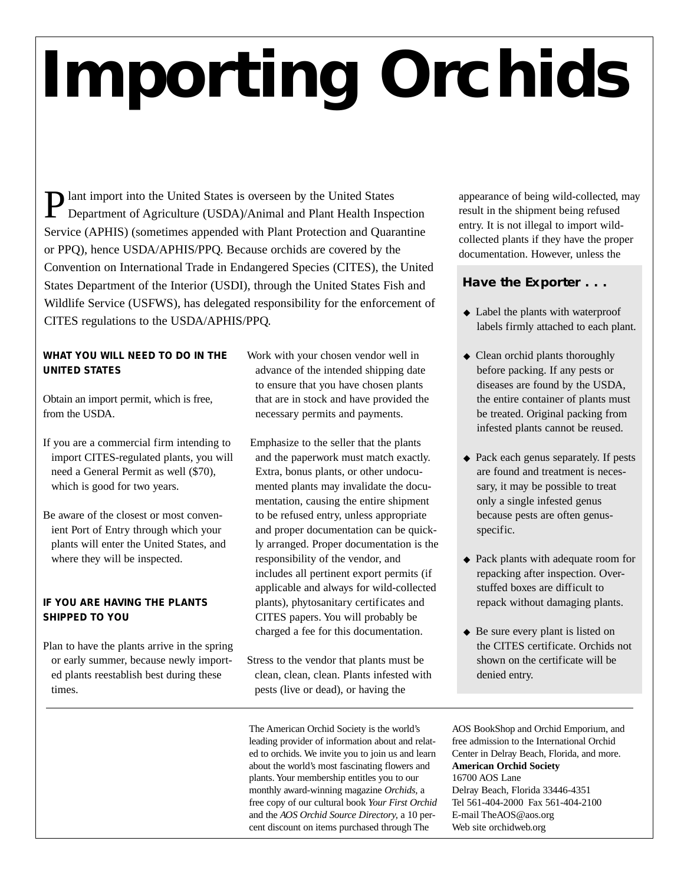# Importing Orchids

Plant import into the United States is overseen by the United States Department of Agriculture (USDA)/Animal and Plant Health Inspection Service (APHIS) (sometimes appended with Plant Protection and Quarantine or PPQ), hence USDA/APHIS/PPQ. Because orchids are covered by the Convention on International Trade in Endangered Species (CITES), the United States Department of the Interior (USDI), through the United States Fish and Wildlife Service (USFWS), has delegated responsibility for the enforcement of CITES regulations to the USDA/APHIS/PPQ.

### WHAT YOU WILL NEED TO DO IN THE UNITED STATES

Obtain an import permit, which is free, from the USDA.

If you are a commercial firm intending to import CITES-regulated plants, you will need a General Permit as well ($70), which is good for two years.

Be aware of the closest or most convenient Port of Entry through which your plants will enter the United States, and where they will be inspected.

### IF YOU ARE HAVING THE PLANTS SHIPPED TO YOU

Plan to have the plants arrive in the spring or early summer, because newly imported plants reestablish best during these times.

Work with your chosen vendor well in advance of the intended shipping date to ensure that you have chosen plants that are in stock and have provided the necessary permits and payments.

Emphasize to the seller that the plants and the paperwork must match exactly. Extra, bonus plants, or other undocumented plants may invalidate the documentation, causing the entire shipment to be refused entry, unless appropriate and proper documentation can be quickly arranged. Proper documentation is the responsibility of the vendor, and includes all pertinent export permits (if applicable and always for wild-collected plants), phytosanitary certificates and CITES papers. You will probably be charged a fee for this documentation.

Stress to the vendor that plants must be clean, clean, clean. Plants infested with pests (live or dead), or having the appearance of being wild-collected, may result in the shipment being refused entry. It is not illegal to import wild-collected plants if they have the proper documentation. However, unless the

### Have the Exporter . . .

- Label the plants with waterproof labels firmly attached to each plant.
- Clean orchid plants thoroughly before packing. If any pests or diseases are found by the USDA, the entire container of plants must be treated. Original packing from infested plants cannot be reused.
- Pack each genus separately. If pests are found and treatment is necessary, it may be possible to treat only a single infested genus because pests are often genus-specific.
- Pack plants with adequate room for repacking after inspection. Overstuffed boxes are difficult to repack without damaging plants.
- Be sure every plant is listed on the CITES certificate. Orchids not shown on the certificate will be denied entry.

---

The American Orchid Society is the world's leading provider of information about and related to orchids. We invite you to join us and learn about the world's most fascinating flowers and plants. Your membership entitles you to our monthly award-winning magazine *Orchids*, a free copy of our cultural book *Your First Orchid* and the *AOS Orchid Source Directory*, a 10 percent discount on items purchased through The AOS BookShop and Orchid Emporium, and free admission to the International Orchid Center in Delray Beach, Florida, and more.

**American Orchid Society**
16700 AOS Lane
Delray Beach, Florida 33446-4351
Tel 561-404-2000 Fax 561-404-2100
E-mail TheAOS@aos.org
Web site orchidweb.org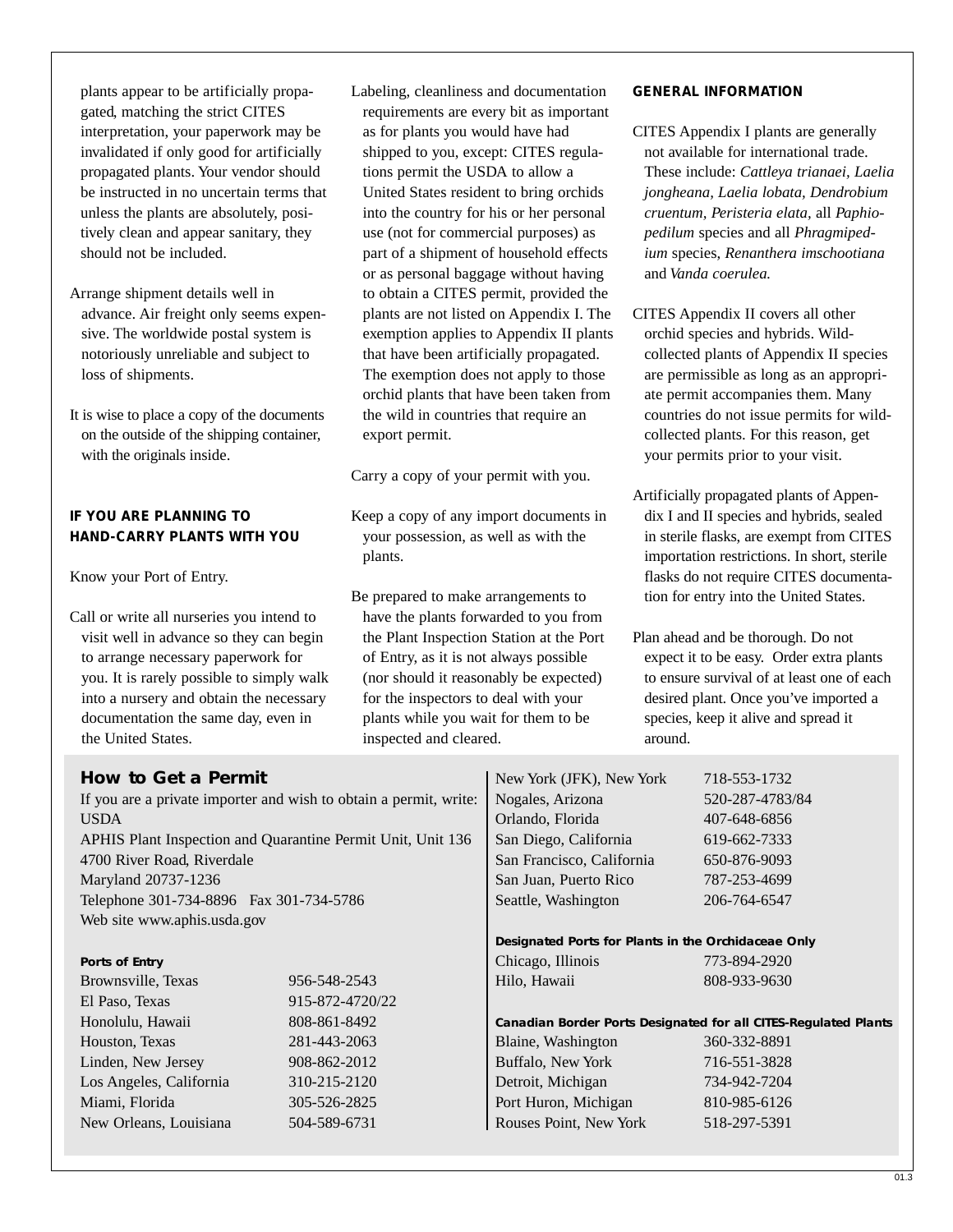plants appear to be artificially propagated, matching the strict CITES interpretation, your paperwork may be invalidated if only good for artificially propagated plants. Your vendor should be instructed in no uncertain terms that unless the plants are absolutely, positively clean and appear sanitary, they should not be included.

Arrange shipment details well in advance. Air freight only seems expensive. The worldwide postal system is notoriously unreliable and subject to loss of shipments.

It is wise to place a copy of the documents on the outside of the shipping container, with the originals inside.

### IF YOU ARE PLANNING TO HAND-CARRY PLANTS WITH YOU

Know your Port of Entry.

Call or write all nurseries you intend to visit well in advance so they can begin to arrange necessary paperwork for you. It is rarely possible to simply walk into a nursery and obtain the necessary documentation the same day, even in the United States.

Labeling, cleanliness and documentation requirements are every bit as important as for plants you would have had shipped to you, except: CITES regulations permit the USDA to allow a United States resident to bring orchids into the country for his or her personal use (not for commercial purposes) as part of a shipment of household effects or as personal baggage without having to obtain a CITES permit, provided the plants are not listed on Appendix I. The exemption applies to Appendix II plants that have been artificially propagated. The exemption does not apply to those orchid plants that have been taken from the wild in countries that require an export permit.

Carry a copy of your permit with you.

Keep a copy of any import documents in your possession, as well as with the plants.

Be prepared to make arrangements to have the plants forwarded to you from the Plant Inspection Station at the Port of Entry, as it is not always possible (nor should it reasonably be expected) for the inspectors to deal with your plants while you wait for them to be inspected and cleared.

### GENERAL INFORMATION

CITES Appendix I plants are generally not available for international trade. These include: *Cattleya trianaei, Laelia jongheana, Laelia lobata, Dendrobium cruentum, Peristeria elata,* all *Paphiopedilum* species and all *Phragmipedium* species, *Renanthera imschootiana* and *Vanda coerulea.*

CITES Appendix II covers all other orchid species and hybrids. Wild-collected plants of Appendix II species are permissible as long as an appropriate permit accompanies them. Many countries do not issue permits for wild-collected plants. For this reason, get your permits prior to your visit.

Artificially propagated plants of Appendix I and II species and hybrids, sealed in sterile flasks, are exempt from CITES importation restrictions. In short, sterile flasks do not require CITES documentation for entry into the United States.

Plan ahead and be thorough. Do not expect it to be easy. Order extra plants to ensure survival of at least one of each desired plant. Once you've imported a species, keep it alive and spread it around.

## How to Get a Permit

If you are a private importer and wish to obtain a permit, write:
USDA
APHIS Plant Inspection and Quarantine Permit Unit, Unit 136
4700 River Road, Riverdale
Maryland 20737-1236
Telephone 301-734-8896 Fax 301-734-5786
Web site www.aphis.usda.gov

**Ports of Entry**

| | |
|---|---|
| Brownsville, Texas | 956-548-2543 |
| El Paso, Texas | 915-872-4720/22 |
| Honolulu, Hawaii | 808-861-8492 |
| Houston, Texas | 281-443-2063 |
| Linden, New Jersey | 908-862-2012 |
| Los Angeles, California | 310-215-2120 |
| Miami, Florida | 305-526-2825 |
| New Orleans, Louisiana | 504-589-6731 |
| New York (JFK), New York | 718-553-1732 |
| Nogales, Arizona | 520-287-4783/84 |
| Orlando, Florida | 407-648-6856 |
| San Diego, California | 619-662-7333 |
| San Francisco, California | 650-876-9093 |
| San Juan, Puerto Rico | 787-253-4699 |
| Seattle, Washington | 206-764-6547 |

**Designated Ports for Plants in the Orchidaceae Only**

| | |
|---|---|
| Chicago, Illinois | 773-894-2920 |
| Hilo, Hawaii | 808-933-9630 |

**Canadian Border Ports Designated for all CITES-Regulated Plants**

| | |
|---|---|
| Blaine, Washington | 360-332-8891 |
| Buffalo, New York | 716-551-3828 |
| Detroit, Michigan | 734-942-7204 |
| Port Huron, Michigan | 810-985-6126 |
| Rouses Point, New York | 518-297-5391 |

01.3